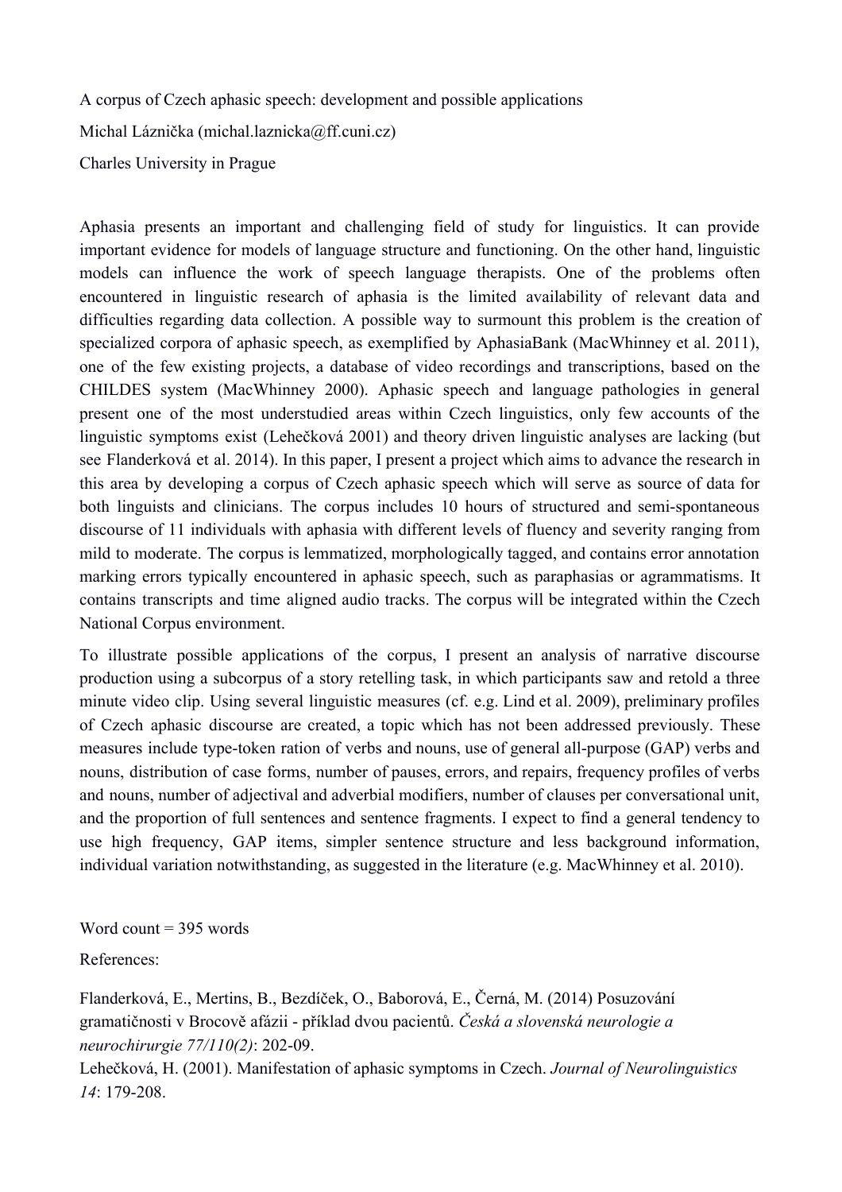# A corpus of Czech aphasic speech: development and possible applications

Michal Láznička (michal.laznicka@ff.cuni.cz)

Charles University in Prague

Aphasia presents an important and challenging field of study for linguistics. It can provide important evidence for models of language structure and functioning. On the other hand, linguistic models can influence the work of speech language therapists. One of the problems often encountered in linguistic research of aphasia is the limited availability of relevant data and difficulties regarding data collection. A possible way to surmount this problem is the creation of specialized corpora of aphasic speech, as exemplified by AphasiaBank (MacWhinney et al. 2011), one of the few existing projects, a database of video recordings and transcriptions, based on the CHILDES system (MacWhinney 2000). Aphasic speech and language pathologies in general present one of the most understudied areas within Czech linguistics, only few accounts of the linguistic symptoms exist (Lehečková 2001) and theory driven linguistic analyses are lacking (but see Flanderková et al. 2014). In this paper, I present a project which aims to advance the research in this area by developing a corpus of Czech aphasic speech which will serve as source of data for both linguists and clinicians. The corpus includes 10 hours of structured and semi-spontaneous discourse of 11 individuals with aphasia with different levels of fluency and severity ranging from mild to moderate. The corpus is lemmatized, morphologically tagged, and contains error annotation marking errors typically encountered in aphasic speech, such as paraphasias or agrammatisms. It contains transcripts and time aligned audio tracks. The corpus will be integrated within the Czech National Corpus environment.

To illustrate possible applications of the corpus, I present an analysis of narrative discourse production using a subcorpus of a story retelling task, in which participants saw and retold a three minute video clip. Using several linguistic measures (cf. e.g. Lind et al. 2009), preliminary profiles of Czech aphasic discourse are created, a topic which has not been addressed previously. These measures include type-token ration of verbs and nouns, use of general all-purpose (GAP) verbs and nouns, distribution of case forms, number of pauses, errors, and repairs, frequency profiles of verbs and nouns, number of adjectival and adverbial modifiers, number of clauses per conversational unit, and the proportion of full sentences and sentence fragments. I expect to find a general tendency to use high frequency, GAP items, simpler sentence structure and less background information, individual variation notwithstanding, as suggested in the literature (e.g. MacWhinney et al. 2010).

Word count = 395 words

References:

Flanderková, E., Mertins, B., Bezdíček, O., Baborová, E., Černá, M. (2014) Posuzování gramatičnosti v Brocově afázii - příklad dvou pacientů. *Česká a slovenská neurologie a neurochirurgie 77/110(2)*: 202-09.

Lehečková, H. (2001). Manifestation of aphasic symptoms in Czech. *Journal of Neurolinguistics 14*: 179-208.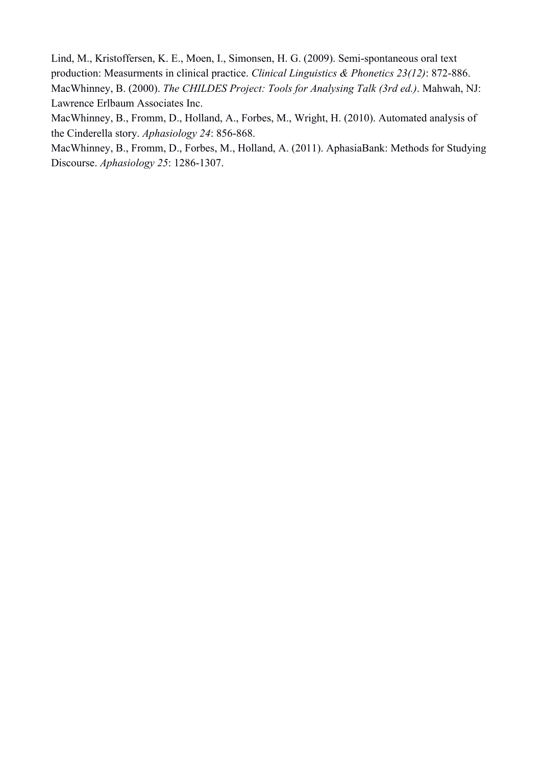Lind, M., Kristoffersen, K. E., Moen, I., Simonsen, H. G. (2009). Semi-spontaneous oral text production: Measurments in clinical practice. *Clinical Linguistics & Phonetics 23(12)*: 872-886.

MacWhinney, B. (2000). *The CHILDES Project: Tools for Analysing Talk (3rd ed.)*. Mahwah, NJ: Lawrence Erlbaum Associates Inc.

MacWhinney, B., Fromm, D., Holland, A., Forbes, M., Wright, H. (2010). Automated analysis of the Cinderella story. *Aphasiology 24*: 856-868.

MacWhinney, B., Fromm, D., Forbes, M., Holland, A. (2011). AphasiaBank: Methods for Studying Discourse. *Aphasiology 25*: 1286-1307.